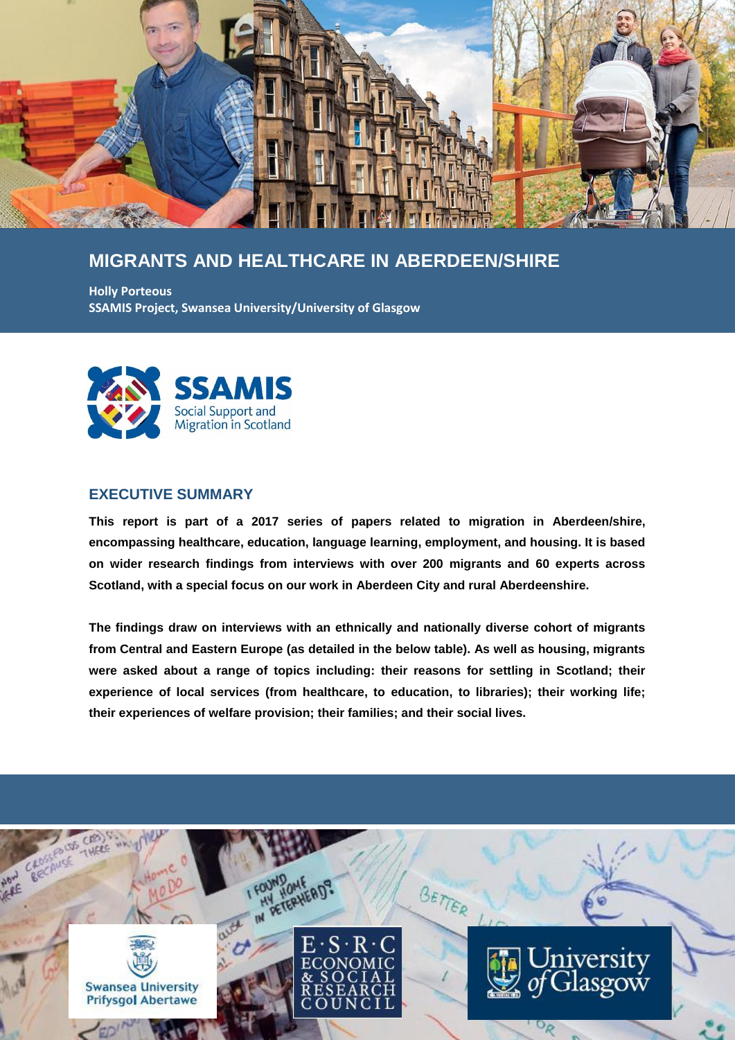# MIGRANTS AND HEALTHCARE IN ABERDEEN/SHIRE

**Holly Porteous**
**SSAMIS Project, Swansea University/University of Glasgow**

SSAMIS
Social Support and Migration in Scotland

## EXECUTIVE SUMMARY

**This report is part of a 2017 series of papers related to migration in Aberdeen/shire, encompassing healthcare, education, language learning, employment, and housing. It is based on wider research findings from interviews with over 200 migrants and 60 experts across Scotland, with a special focus on our work in Aberdeen City and rural Aberdeenshire.**

**The findings draw on interviews with an ethnically and nationally diverse cohort of migrants from Central and Eastern Europe (as detailed in the below table). As well as housing, migrants were asked about a range of topics including: their reasons for settling in Scotland; their experience of local services (from healthcare, to education, to libraries); their working life; their experiences of welfare provision; their families; and their social lives.**

Swansea University
Prifysgol Abertawe

E·S·R·C
ECONOMIC & SOCIAL RESEARCH COUNCIL

University of Glasgow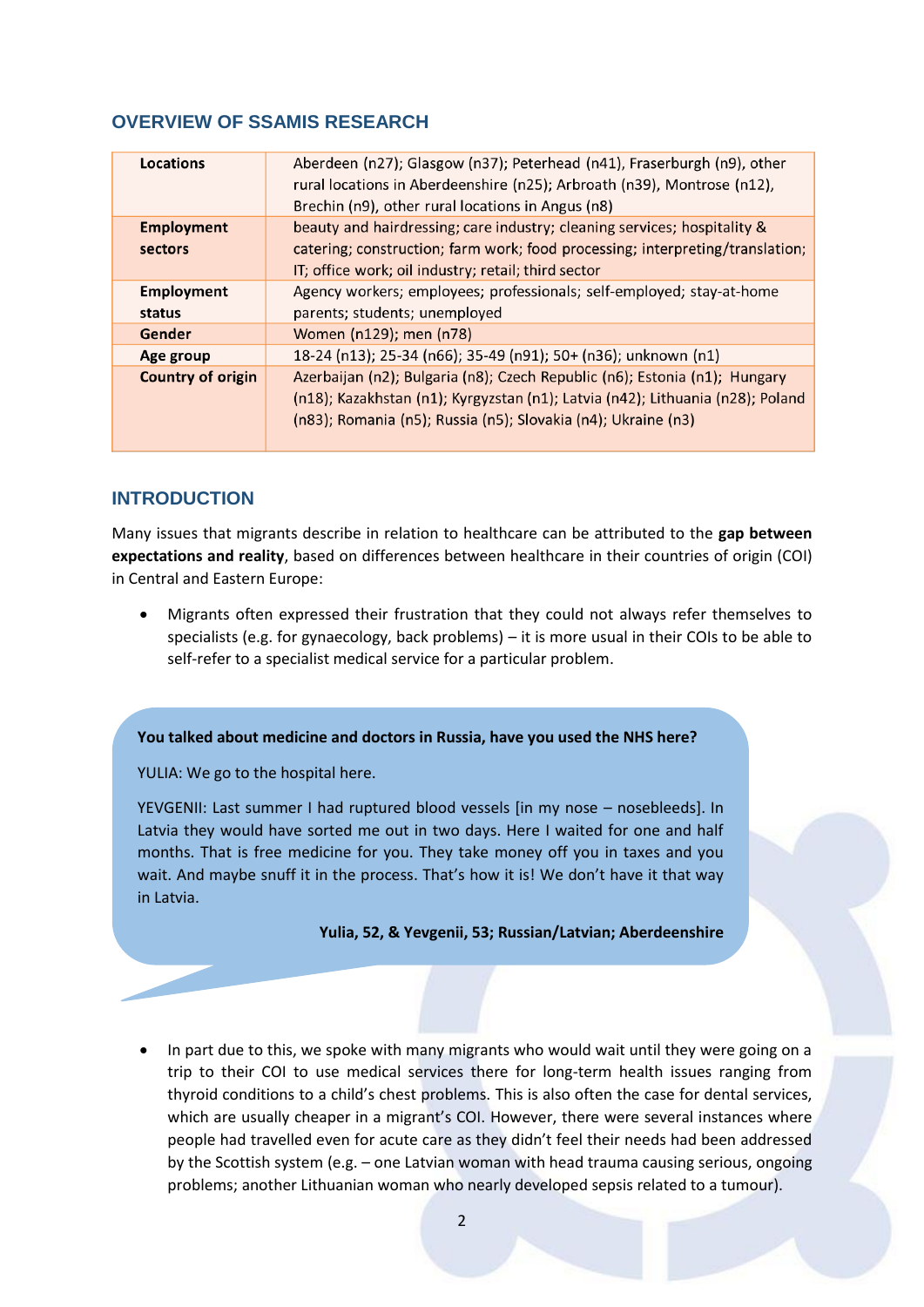## OVERVIEW OF SSAMIS RESEARCH

| | |
|---|---|
| **Locations** | Aberdeen (n27); Glasgow (n37); Peterhead (n41), Fraserburgh (n9), other rural locations in Aberdeenshire (n25); Arbroath (n39), Montrose (n12), Brechin (n9), other rural locations in Angus (n8) |
| **Employment sectors** | beauty and hairdressing; care industry; cleaning services; hospitality & catering; construction; farm work; food processing; interpreting/translation; IT; office work; oil industry; retail; third sector |
| **Employment status** | Agency workers; employees; professionals; self-employed; stay-at-home parents; students; unemployed |
| **Gender** | Women (n129); men (n78) |
| **Age group** | 18-24 (n13); 25-34 (n66); 35-49 (n91); 50+ (n36); unknown (n1) |
| **Country of origin** | Azerbaijan (n2); Bulgaria (n8); Czech Republic (n6); Estonia (n1); Hungary (n18); Kazakhstan (n1); Kyrgyzstan (n1); Latvia (n42); Lithuania (n28); Poland (n83); Romania (n5); Russia (n5); Slovakia (n4); Ukraine (n3) |

## INTRODUCTION

Many issues that migrants describe in relation to healthcare can be attributed to the **gap between expectations and reality**, based on differences between healthcare in their countries of origin (COI) in Central and Eastern Europe:

- Migrants often expressed their frustration that they could not always refer themselves to specialists (e.g. for gynaecology, back problems) – it is more usual in their COIs to be able to self-refer to a specialist medical service for a particular problem.

> **You talked about medicine and doctors in Russia, have you used the NHS here?**
>
> YULIA: We go to the hospital here.
>
> YEVGENII: Last summer I had ruptured blood vessels [in my nose – nosebleeds]. In Latvia they would have sorted me out in two days. Here I waited for one and half months. That is free medicine for you. They take money off you in taxes and you wait. And maybe snuff it in the process. That's how it is! We don't have it that way in Latvia.
>
> **Yulia, 52, & Yevgenii, 53; Russian/Latvian; Aberdeenshire**

- In part due to this, we spoke with many migrants who would wait until they were going on a trip to their COI to use medical services there for long-term health issues ranging from thyroid conditions to a child's chest problems. This is also often the case for dental services, which are usually cheaper in a migrant's COI. However, there were several instances where people had travelled even for acute care as they didn't feel their needs had been addressed by the Scottish system (e.g. – one Latvian woman with head trauma causing serious, ongoing problems; another Lithuanian woman who nearly developed sepsis related to a tumour).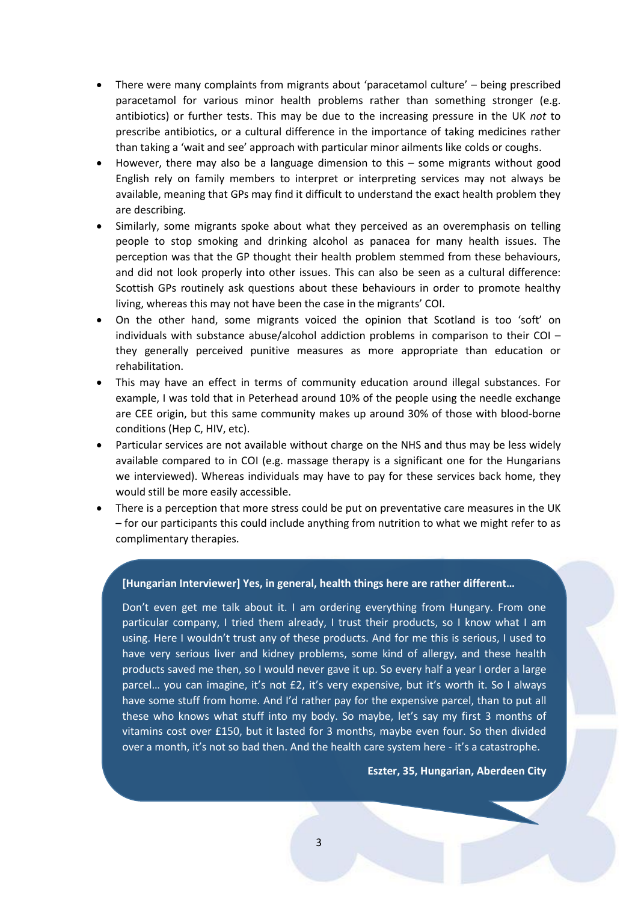- There were many complaints from migrants about 'paracetamol culture' – being prescribed paracetamol for various minor health problems rather than something stronger (e.g. antibiotics) or further tests. This may be due to the increasing pressure in the UK *not* to prescribe antibiotics, or a cultural difference in the importance of taking medicines rather than taking a 'wait and see' approach with particular minor ailments like colds or coughs.
- However, there may also be a language dimension to this – some migrants without good English rely on family members to interpret or interpreting services may not always be available, meaning that GPs may find it difficult to understand the exact health problem they are describing.
- Similarly, some migrants spoke about what they perceived as an overemphasis on telling people to stop smoking and drinking alcohol as panacea for many health issues. The perception was that the GP thought their health problem stemmed from these behaviours, and did not look properly into other issues. This can also be seen as a cultural difference: Scottish GPs routinely ask questions about these behaviours in order to promote healthy living, whereas this may not have been the case in the migrants' COI.
- On the other hand, some migrants voiced the opinion that Scotland is too 'soft' on individuals with substance abuse/alcohol addiction problems in comparison to their COI – they generally perceived punitive measures as more appropriate than education or rehabilitation.
- This may have an effect in terms of community education around illegal substances. For example, I was told that in Peterhead around 10% of the people using the needle exchange are CEE origin, but this same community makes up around 30% of those with blood-borne conditions (Hep C, HIV, etc).
- Particular services are not available without charge on the NHS and thus may be less widely available compared to in COI (e.g. massage therapy is a significant one for the Hungarians we interviewed). Whereas individuals may have to pay for these services back home, they would still be more easily accessible.
- There is a perception that more stress could be put on preventative care measures in the UK – for our participants this could include anything from nutrition to what we might refer to as complimentary therapies.

> **[Hungarian Interviewer] Yes, in general, health things here are rather different…**
>
> Don't even get me talk about it. I am ordering everything from Hungary. From one particular company, I tried them already, I trust their products, so I know what I am using. Here I wouldn't trust any of these products. And for me this is serious, I used to have very serious liver and kidney problems, some kind of allergy, and these health products saved me then, so I would never gave it up. So every half a year I order a large parcel… you can imagine, it's not £2, it's very expensive, but it's worth it. So I always have some stuff from home. And I'd rather pay for the expensive parcel, than to put all these who knows what stuff into my body. So maybe, let's say my first 3 months of vitamins cost over £150, but it lasted for 3 months, maybe even four. So then divided over a month, it's not so bad then. And the health care system here - it's a catastrophe.
>
> **Eszter, 35, Hungarian, Aberdeen City**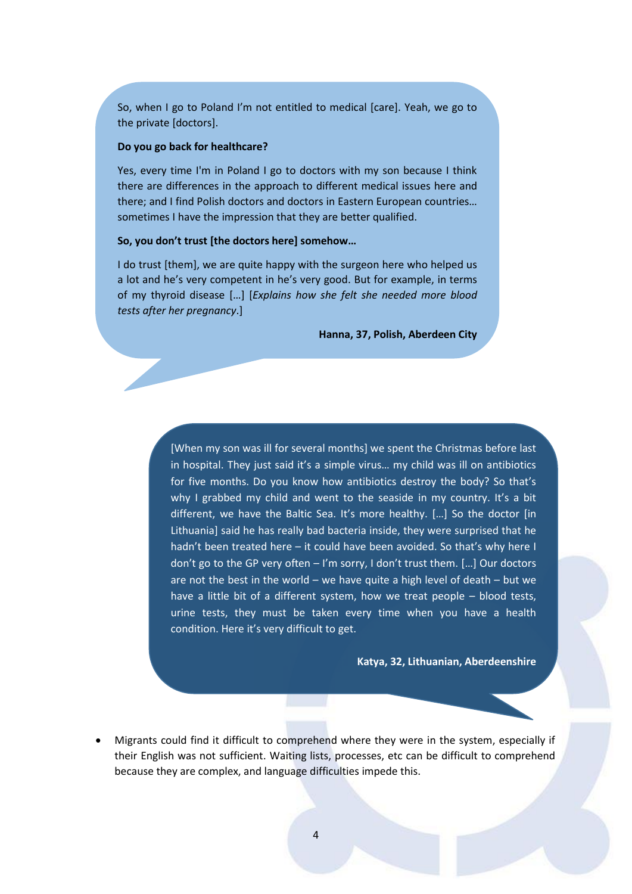So, when I go to Poland I'm not entitled to medical [care]. Yeah, we go to the private [doctors].

**Do you go back for healthcare?**

Yes, every time I'm in Poland I go to doctors with my son because I think there are differences in the approach to different medical issues here and there; and I find Polish doctors and doctors in Eastern European countries… sometimes I have the impression that they are better qualified.

**So, you don't trust [the doctors here] somehow…**

I do trust [them], we are quite happy with the surgeon here who helped us a lot and he's very competent in he's very good. But for example, in terms of my thyroid disease […] [*Explains how she felt she needed more blood tests after her pregnancy*.]

**Hanna, 37, Polish, Aberdeen City**

[When my son was ill for several months] we spent the Christmas before last in hospital. They just said it's a simple virus… my child was ill on antibiotics for five months. Do you know how antibiotics destroy the body? So that's why I grabbed my child and went to the seaside in my country. It's a bit different, we have the Baltic Sea. It's more healthy. […] So the doctor [in Lithuania] said he has really bad bacteria inside, they were surprised that he hadn't been treated here – it could have been avoided. So that's why here I don't go to the GP very often – I'm sorry, I don't trust them. […] Our doctors are not the best in the world – we have quite a high level of death – but we have a little bit of a different system, how we treat people – blood tests, urine tests, they must be taken every time when you have a health condition. Here it's very difficult to get.

**Katya, 32, Lithuanian, Aberdeenshire**

- Migrants could find it difficult to comprehend where they were in the system, especially if their English was not sufficient. Waiting lists, processes, etc can be difficult to comprehend because they are complex, and language difficulties impede this.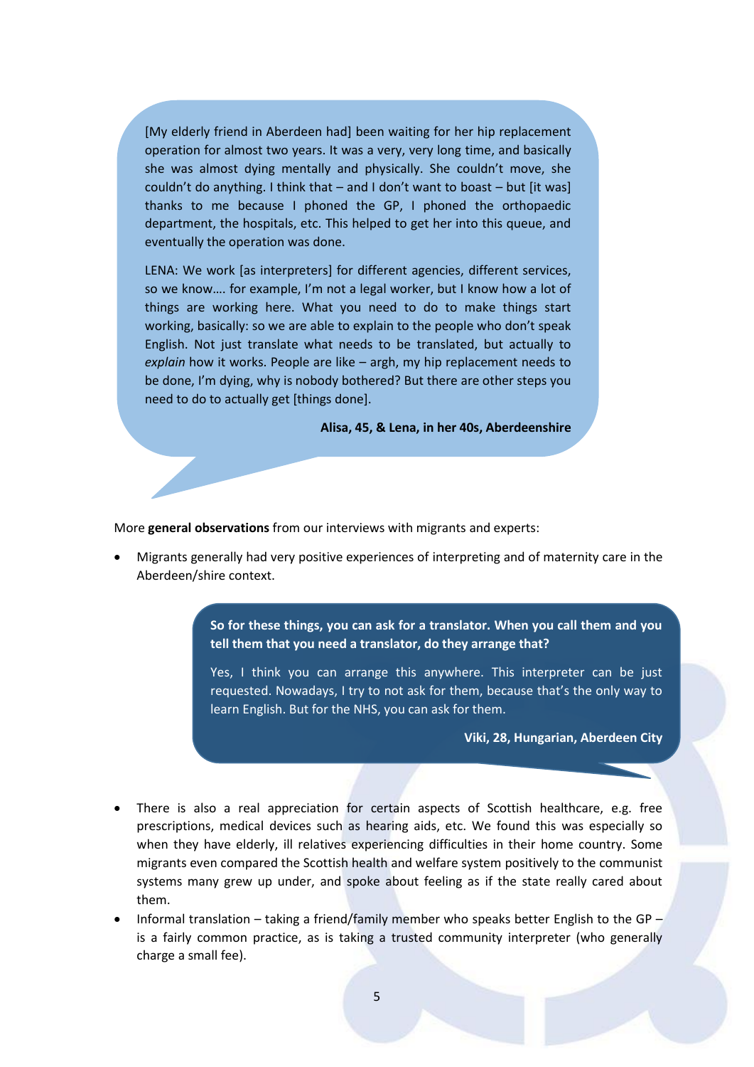> [My elderly friend in Aberdeen had] been waiting for her hip replacement operation for almost two years. It was a very, very long time, and basically she was almost dying mentally and physically. She couldn't move, she couldn't do anything. I think that – and I don't want to boast – but [it was] thanks to me because I phoned the GP, I phoned the orthopaedic department, the hospitals, etc. This helped to get her into this queue, and eventually the operation was done.
>
> LENA: We work [as interpreters] for different agencies, different services, so we know…. for example, I'm not a legal worker, but I know how a lot of things are working here. What you need to do to make things start working, basically: so we are able to explain to the people who don't speak English. Not just translate what needs to be translated, but actually to *explain* how it works. People are like – argh, my hip replacement needs to be done, I'm dying, why is nobody bothered? But there are other steps you need to do to actually get [things done].
>
> **Alisa, 45, & Lena, in her 40s, Aberdeenshire**

More **general observations** from our interviews with migrants and experts:

- Migrants generally had very positive experiences of interpreting and of maternity care in the Aberdeen/shire context.

> **So for these things, you can ask for a translator. When you call them and you tell them that you need a translator, do they arrange that?**
>
> Yes, I think you can arrange this anywhere. This interpreter can be just requested. Nowadays, I try to not ask for them, because that's the only way to learn English. But for the NHS, you can ask for them.
>
> **Viki, 28, Hungarian, Aberdeen City**

- There is also a real appreciation for certain aspects of Scottish healthcare, e.g. free prescriptions, medical devices such as hearing aids, etc. We found this was especially so when they have elderly, ill relatives experiencing difficulties in their home country. Some migrants even compared the Scottish health and welfare system positively to the communist systems many grew up under, and spoke about feeling as if the state really cared about them.
- Informal translation – taking a friend/family member who speaks better English to the GP – is a fairly common practice, as is taking a trusted community interpreter (who generally charge a small fee).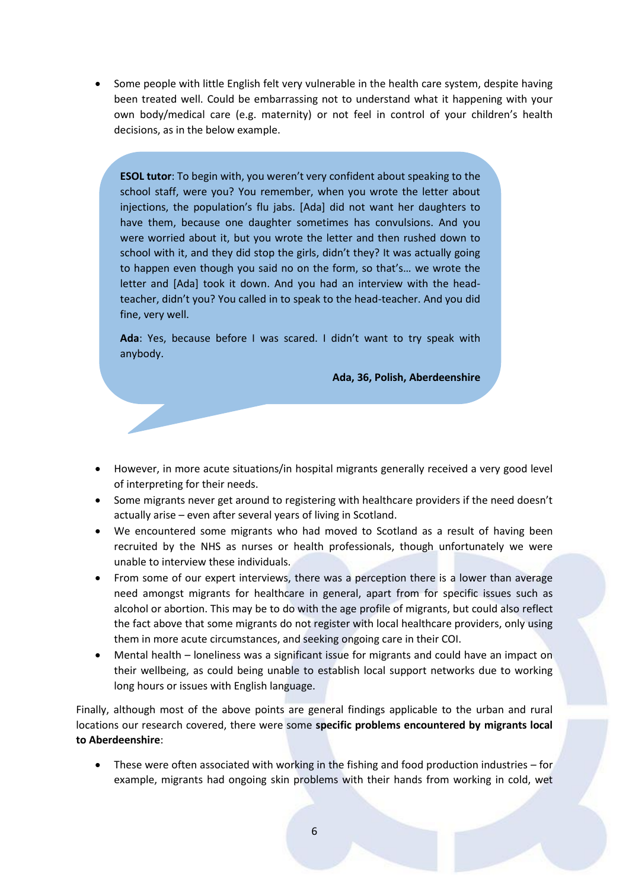- Some people with little English felt very vulnerable in the health care system, despite having been treated well. Could be embarrassing not to understand what it happening with your own body/medical care (e.g. maternity) or not feel in control of your children's health decisions, as in the below example.

> **ESOL tutor**: To begin with, you weren't very confident about speaking to the school staff, were you? You remember, when you wrote the letter about injections, the population's flu jabs. [Ada] did not want her daughters to have them, because one daughter sometimes has convulsions. And you were worried about it, but you wrote the letter and then rushed down to school with it, and they did stop the girls, didn't they? It was actually going to happen even though you said no on the form, so that's… we wrote the letter and [Ada] took it down. And you had an interview with the head-teacher, didn't you? You called in to speak to the head-teacher. And you did fine, very well.
>
> **Ada**: Yes, because before I was scared. I didn't want to try speak with anybody.
>
> **Ada, 36, Polish, Aberdeenshire**

- However, in more acute situations/in hospital migrants generally received a very good level of interpreting for their needs.
- Some migrants never get around to registering with healthcare providers if the need doesn't actually arise – even after several years of living in Scotland.
- We encountered some migrants who had moved to Scotland as a result of having been recruited by the NHS as nurses or health professionals, though unfortunately we were unable to interview these individuals.
- From some of our expert interviews, there was a perception there is a lower than average need amongst migrants for healthcare in general, apart from for specific issues such as alcohol or abortion. This may be to do with the age profile of migrants, but could also reflect the fact above that some migrants do not register with local healthcare providers, only using them in more acute circumstances, and seeking ongoing care in their COI.
- Mental health – loneliness was a significant issue for migrants and could have an impact on their wellbeing, as could being unable to establish local support networks due to working long hours or issues with English language.

Finally, although most of the above points are general findings applicable to the urban and rural locations our research covered, there were some **specific problems encountered by migrants local to Aberdeenshire**:

- These were often associated with working in the fishing and food production industries – for example, migrants had ongoing skin problems with their hands from working in cold, wet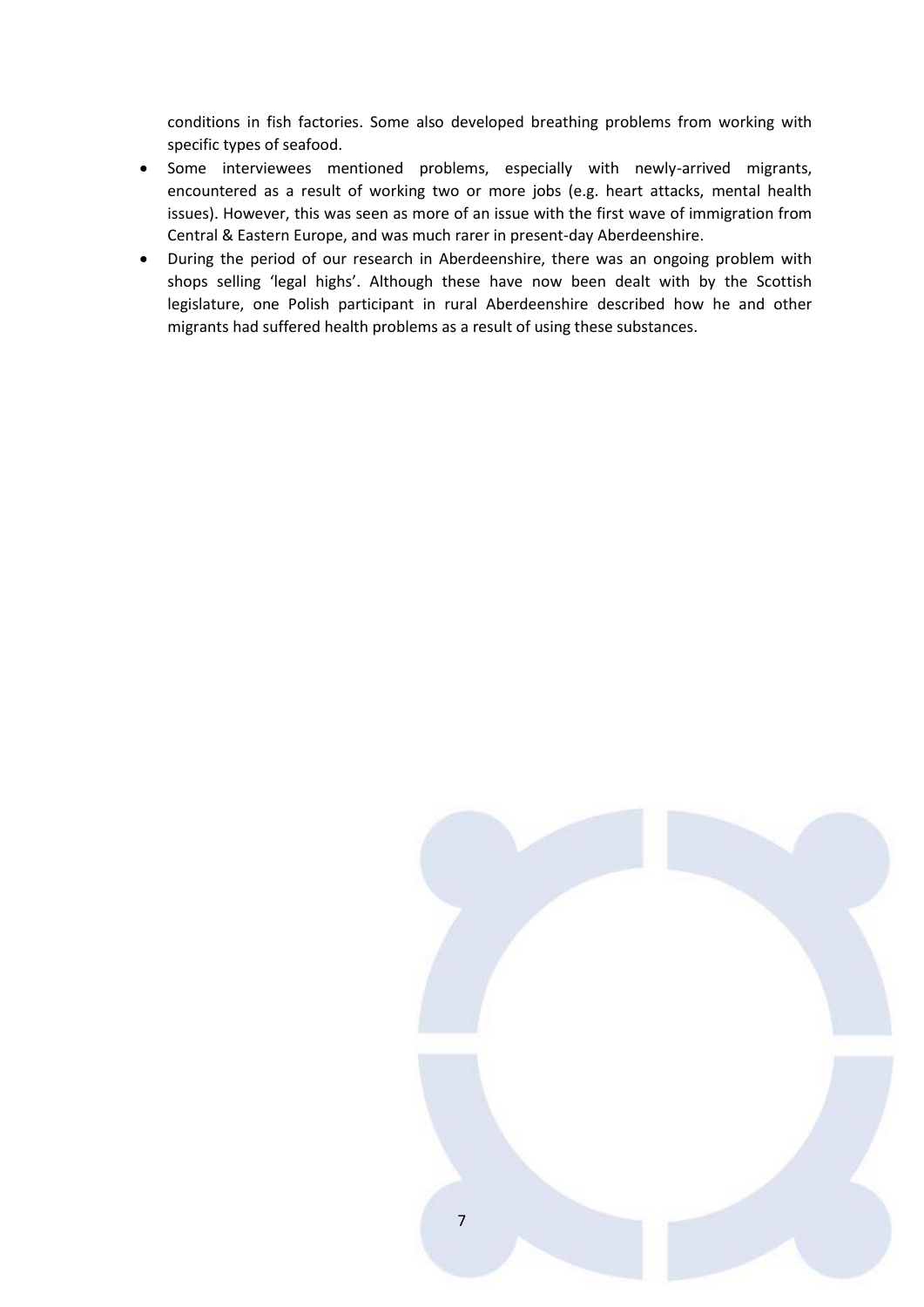conditions in fish factories. Some also developed breathing problems from working with specific types of seafood.

- Some interviewees mentioned problems, especially with newly-arrived migrants, encountered as a result of working two or more jobs (e.g. heart attacks, mental health issues). However, this was seen as more of an issue with the first wave of immigration from Central & Eastern Europe, and was much rarer in present-day Aberdeenshire.
- During the period of our research in Aberdeenshire, there was an ongoing problem with shops selling 'legal highs'. Although these have now been dealt with by the Scottish legislature, one Polish participant in rural Aberdeenshire described how he and other migrants had suffered health problems as a result of using these substances.